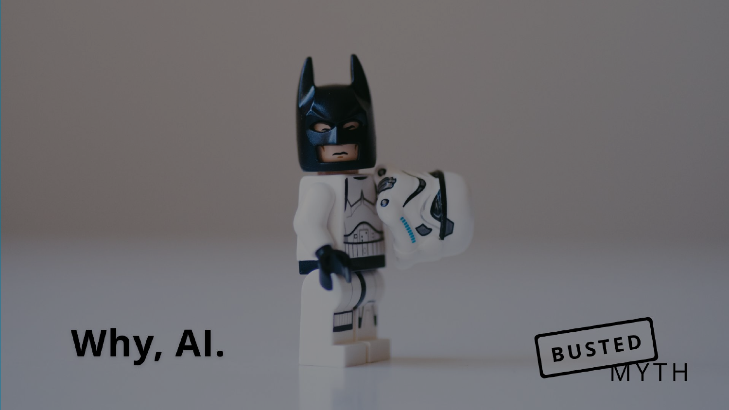# Why, AI.

BUSTED MYTH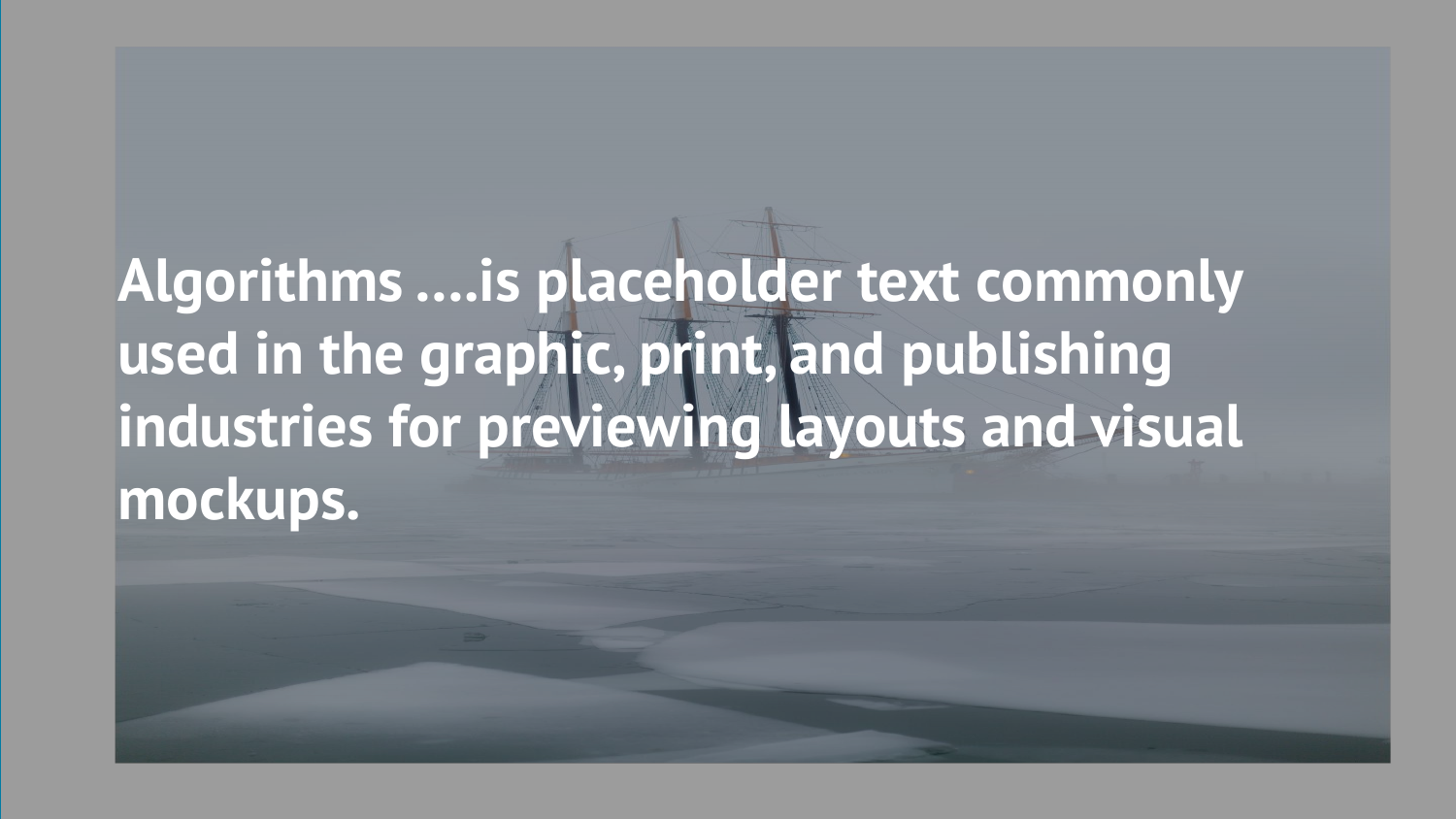**Algorithms ….is placeholder text commonly used in the graphic, print, and publishing industries for previewing layouts and visual mockups.**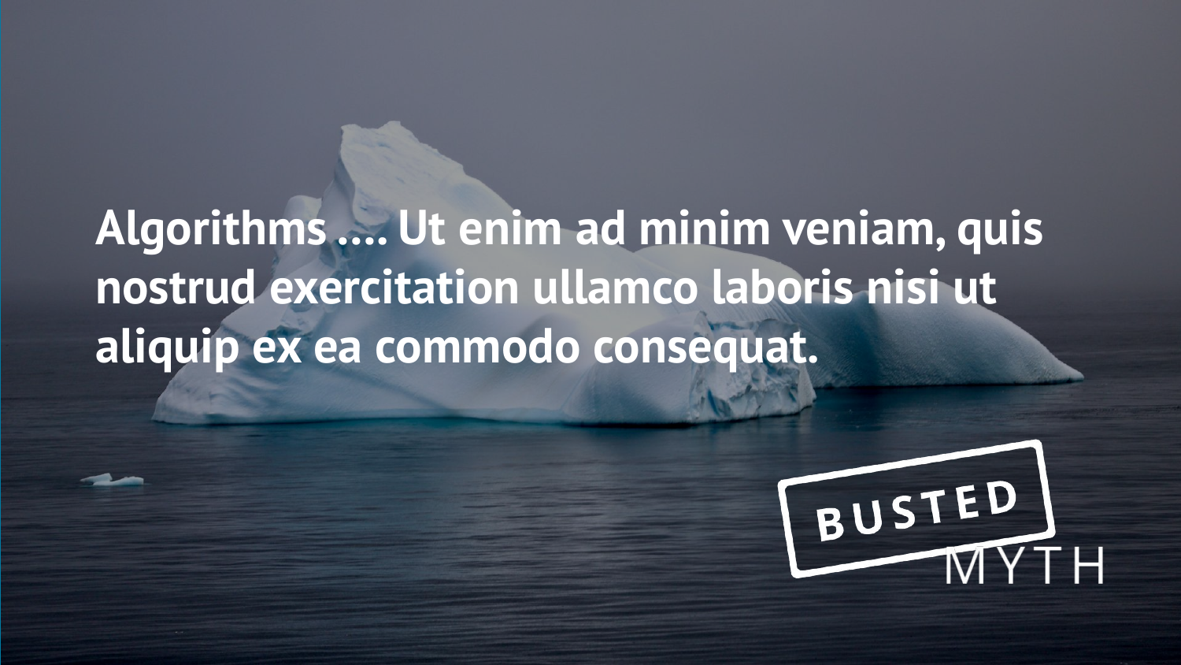**Algorithms …. Ut enim ad minim veniam, quis nostrud exercitation ullamco laboris nisi ut aliquip ex ea commodo consequat.**

BUSTED MYTH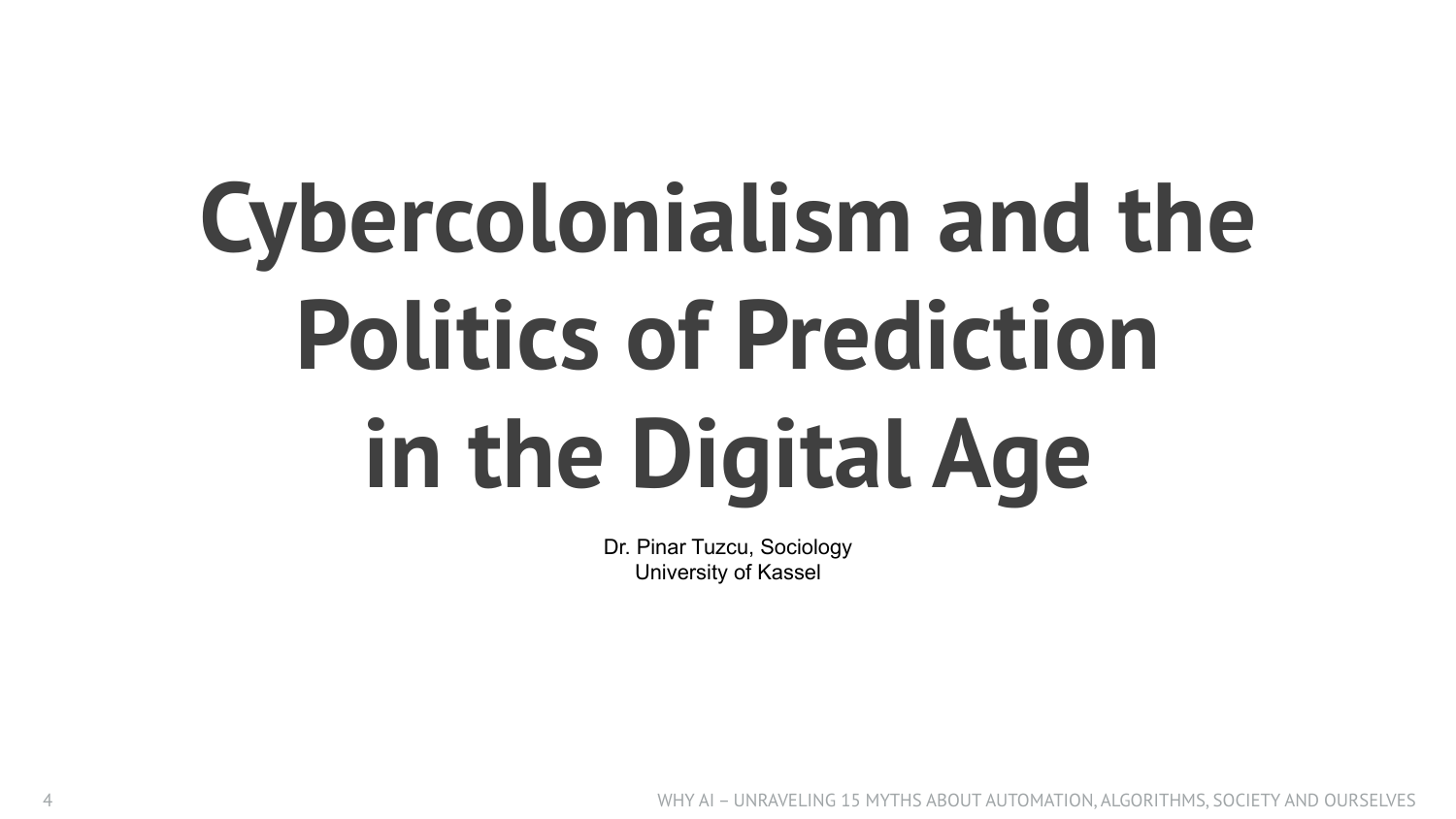# Cybercolonialism and the Politics of Prediction in the Digital Age

Dr. Pinar Tuzcu, Sociology
University of Kassel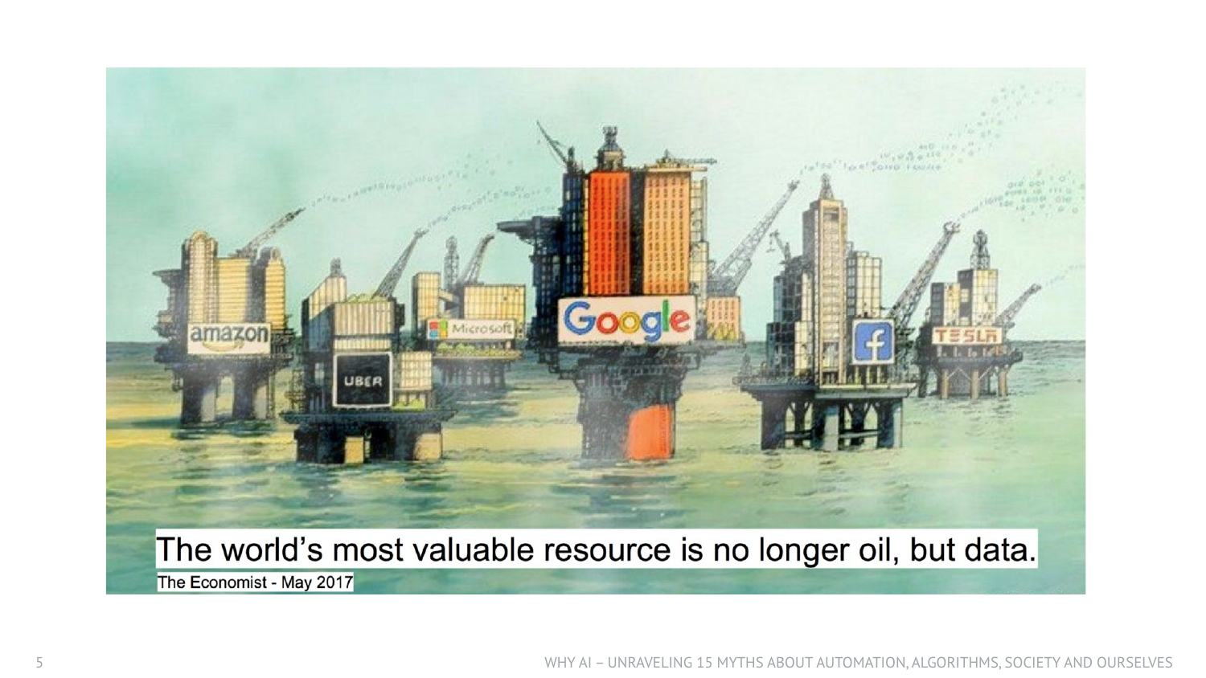The world's most valuable resource is no longer oil, but data.

The Economist - May 2017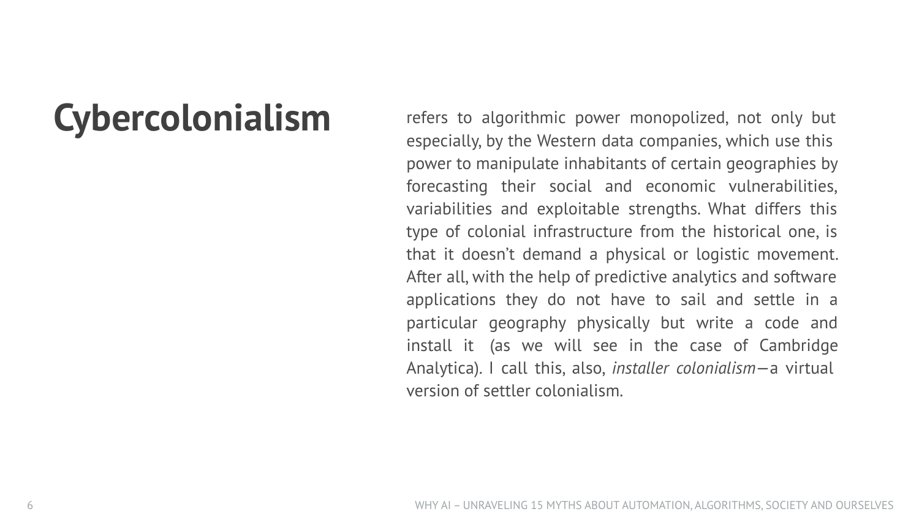# Cybercolonialism

refers to algorithmic power monopolized, not only but especially, by the Western data companies, which use this power to manipulate inhabitants of certain geographies by forecasting their social and economic vulnerabilities, variabilities and exploitable strengths. What differs this type of colonial infrastructure from the historical one, is that it doesn't demand a physical or logistic movement. After all, with the help of predictive analytics and software applications they do not have to sail and settle in a particular geography physically but write a code and install it (as we will see in the case of Cambridge Analytica). I call this, also, *installer colonialism*—a virtual version of settler colonialism.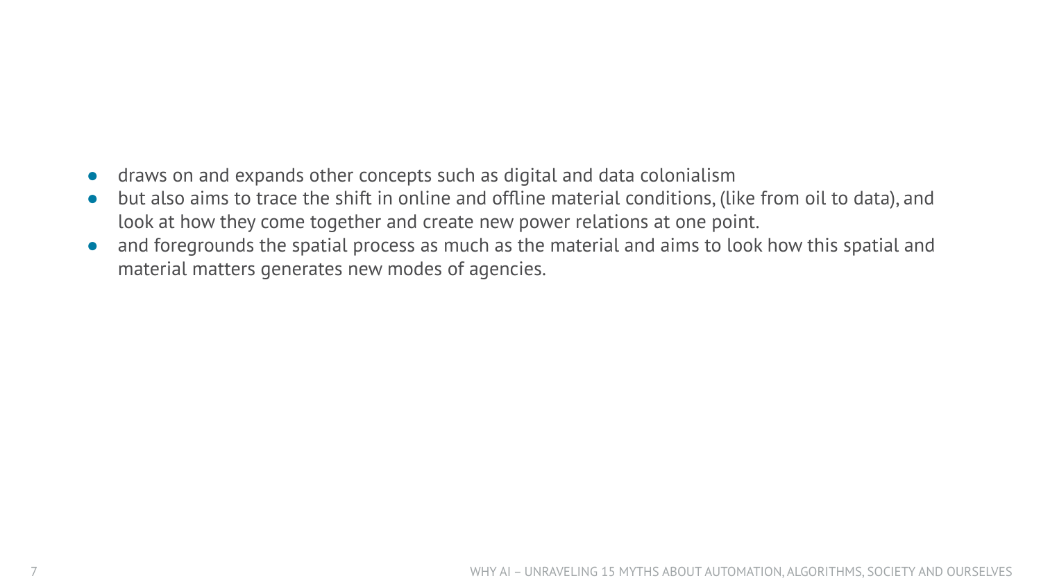- draws on and expands other concepts such as digital and data colonialism
- but also aims to trace the shift in online and offline material conditions, (like from oil to data), and look at how they come together and create new power relations at one point.
- and foregrounds the spatial process as much as the material and aims to look how this spatial and material matters generates new modes of agencies.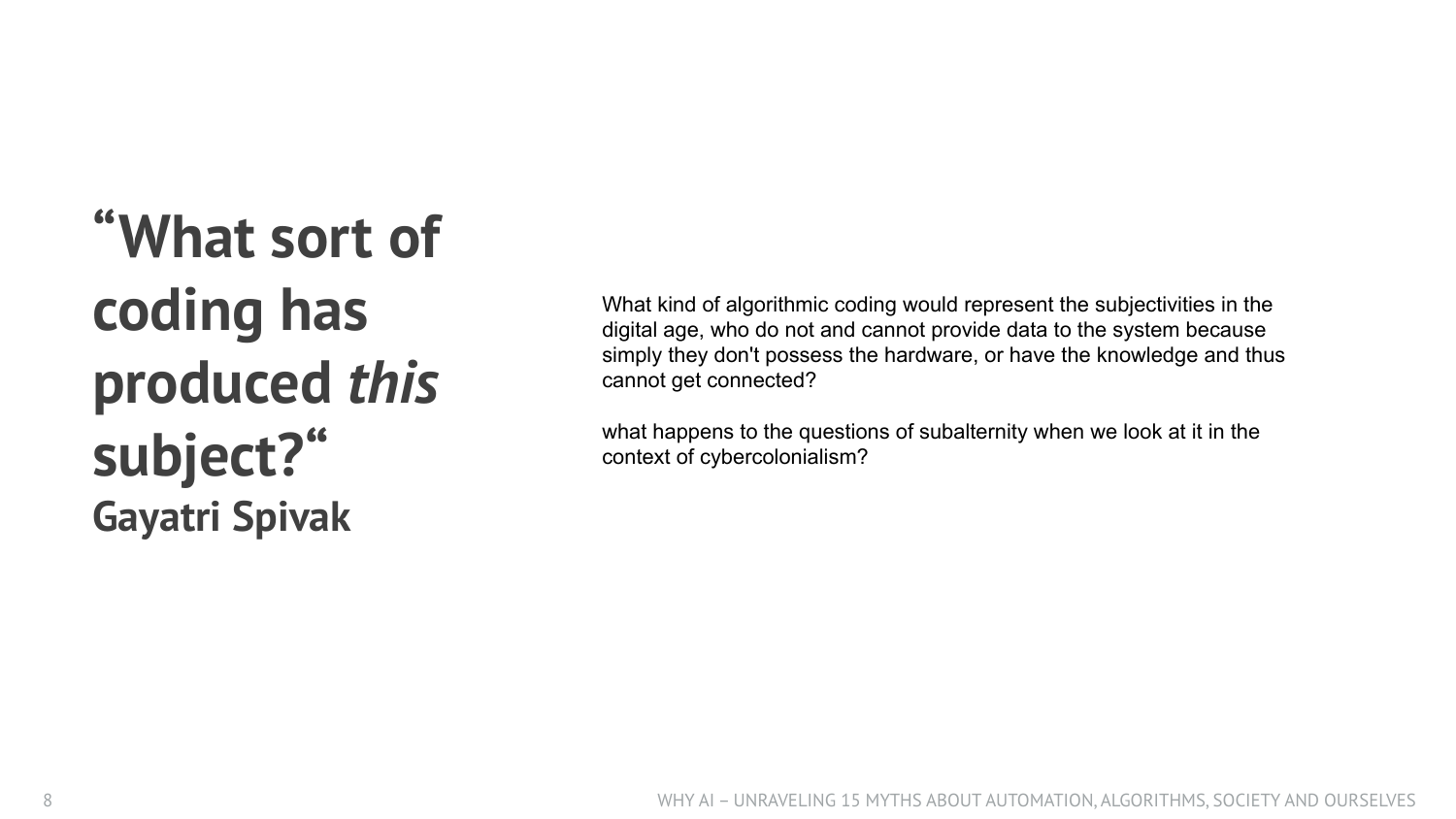# "What sort of coding has produced *this* subject?"

## Gayatri Spivak

What kind of algorithmic coding would represent the subjectivities in the digital age, who do not and cannot provide data to the system because simply they don't possess the hardware, or have the knowledge and thus cannot get connected?

what happens to the questions of subalternity when we look at it in the context of cybercolonialism?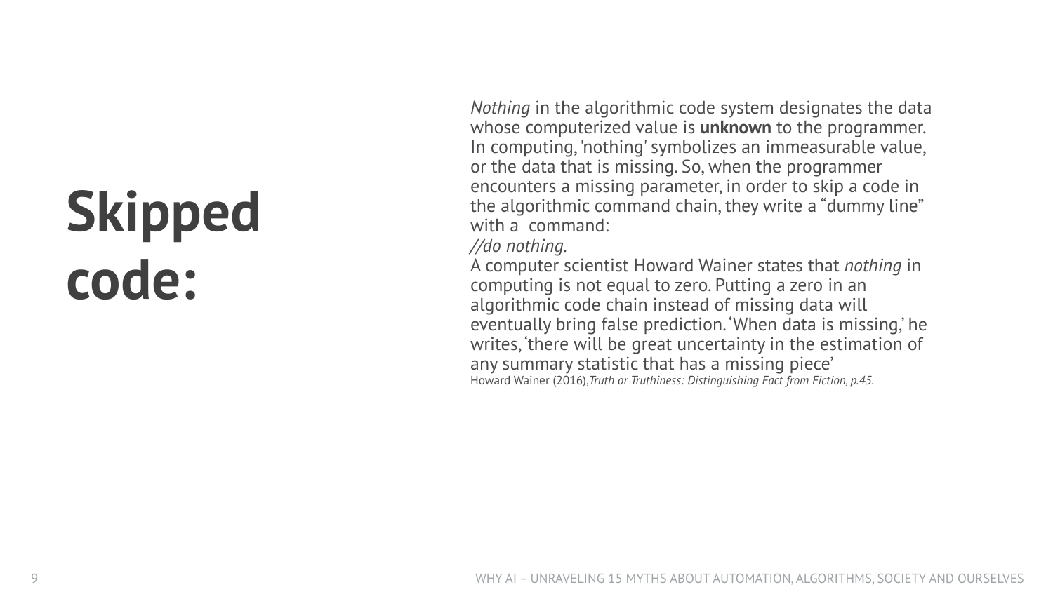# Skipped code:

*Nothing* in the algorithmic code system designates the data whose computerized value is **unknown** to the programmer. In computing, 'nothing' symbolizes an immeasurable value, or the data that is missing. So, when the programmer encounters a missing parameter, in order to skip a code in the algorithmic command chain, they write a "dummy line" with a command:

*//do nothing.*

A computer scientist Howard Wainer states that *nothing* in computing is not equal to zero. Putting a zero in an algorithmic code chain instead of missing data will eventually bring false prediction. 'When data is missing,' he writes, 'there will be great uncertainty in the estimation of any summary statistic that has a missing piece'

Howard Wainer (2016),*Truth or Truthiness: Distinguishing Fact from Fiction, p.45.*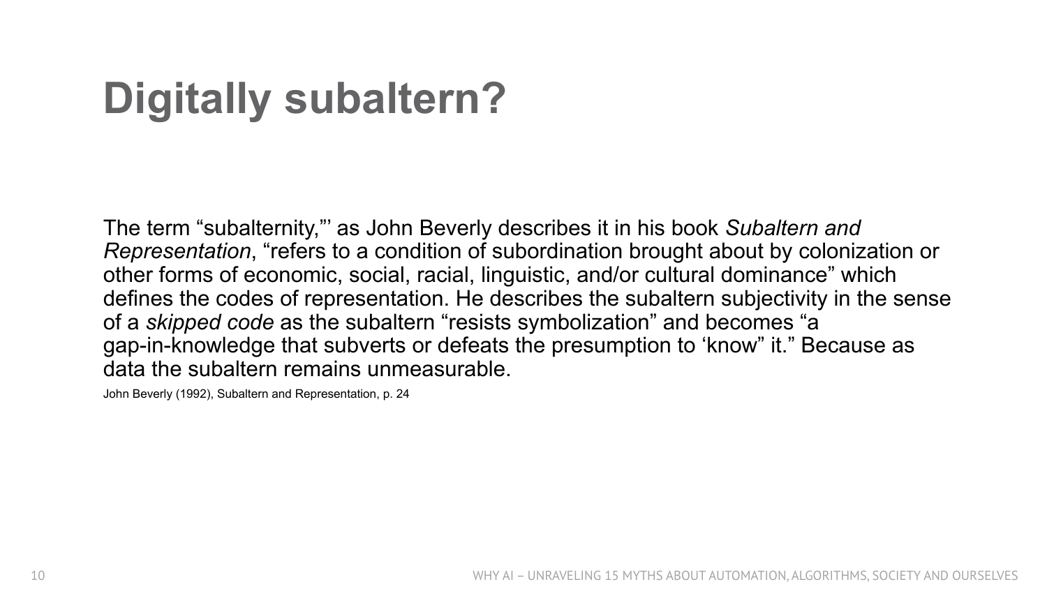# Digitally subaltern?

The term “subalternity,”’ as John Beverly describes it in his book *Subaltern and Representation*, “refers to a condition of subordination brought about by colonization or other forms of economic, social, racial, linguistic, and/or cultural dominance” which defines the codes of representation. He describes the subaltern subjectivity in the sense of a *skipped code* as the subaltern “resists symbolization” and becomes “a gap-in-knowledge that subverts or defeats the presumption to ‘know” it.” Because as data the subaltern remains unmeasurable.

John Beverly (1992), Subaltern and Representation, p. 24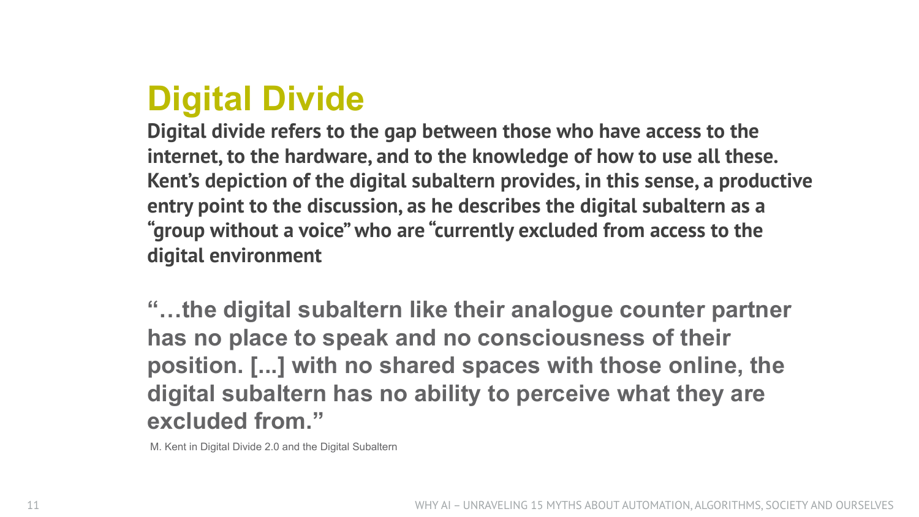# Digital Divide

**Digital divide refers to the gap between those who have access to the internet, to the hardware, and to the knowledge of how to use all these. Kent's depiction of the digital subaltern provides, in this sense, a productive entry point to the discussion, as he describes the digital subaltern as a "group without a voice" who are "currently excluded from access to the digital environment**

> **"…the digital subaltern like their analogue counter partner has no place to speak and no consciousness of their position. [...] with no shared spaces with those online, the digital subaltern has no ability to perceive what they are excluded from."**

M. Kent in Digital Divide 2.0 and the Digital Subaltern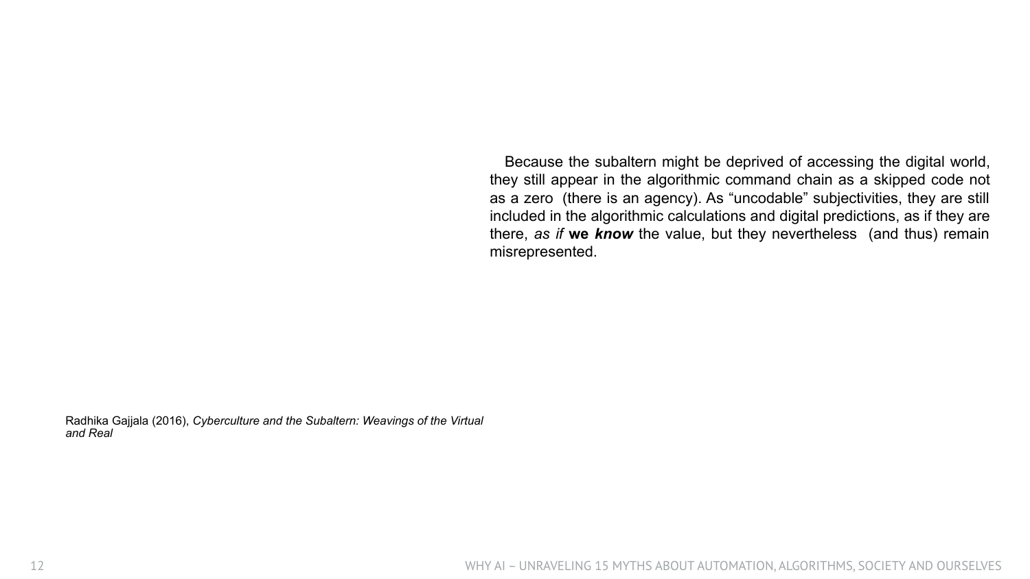Because the subaltern might be deprived of accessing the digital world, they still appear in the algorithmic command chain as a skipped code not as a zero (there is an agency). As "uncodable" subjectivities, they are still included in the algorithmic calculations and digital predictions, as if they are there, *as if* **we *know*** the value, but they nevertheless (and thus) remain misrepresented.

Radhika Gajjala (2016), *Cyberculture and the Subaltern: Weavings of the Virtual and Real*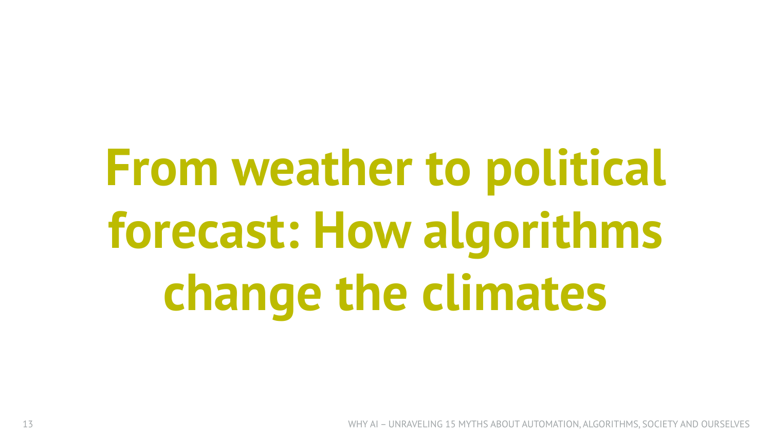# From weather to political forecast: How algorithms change the climates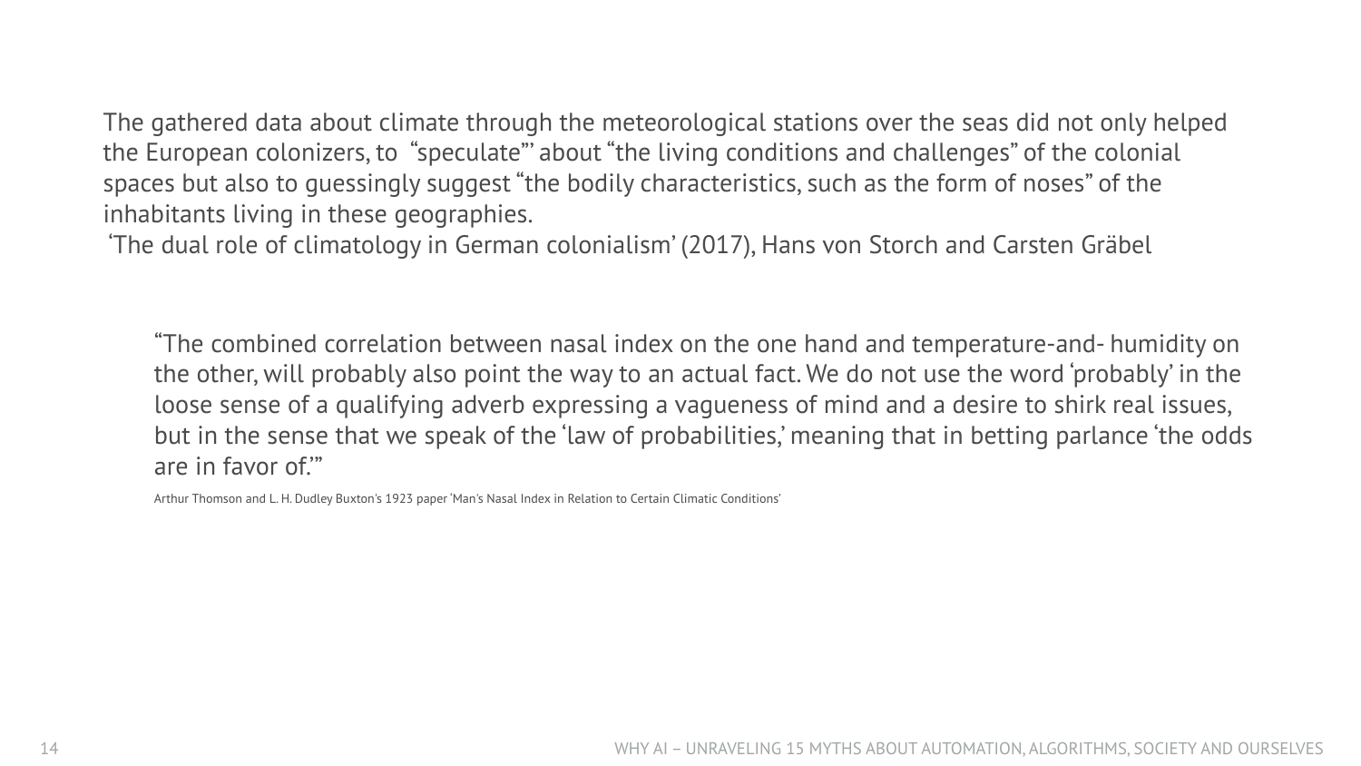The gathered data about climate through the meteorological stations over the seas did not only helped the European colonizers, to "speculate"' about "the living conditions and challenges" of the colonial spaces but also to guessingly suggest "the bodily characteristics, such as the form of noses" of the inhabitants living in these geographies.
 'The dual role of climatology in German colonialism' (2017), Hans von Storch and Carsten Gräbel

> "The combined correlation between nasal index on the one hand and temperature-and- humidity on the other, will probably also point the way to an actual fact. We do not use the word 'probably' in the loose sense of a qualifying adverb expressing a vagueness of mind and a desire to shirk real issues, but in the sense that we speak of the 'law of probabilities,' meaning that in betting parlance 'the odds are in favor of.'"
>
> Arthur Thomson and L. H. Dudley Buxton's 1923 paper 'Man's Nasal Index in Relation to Certain Climatic Conditions'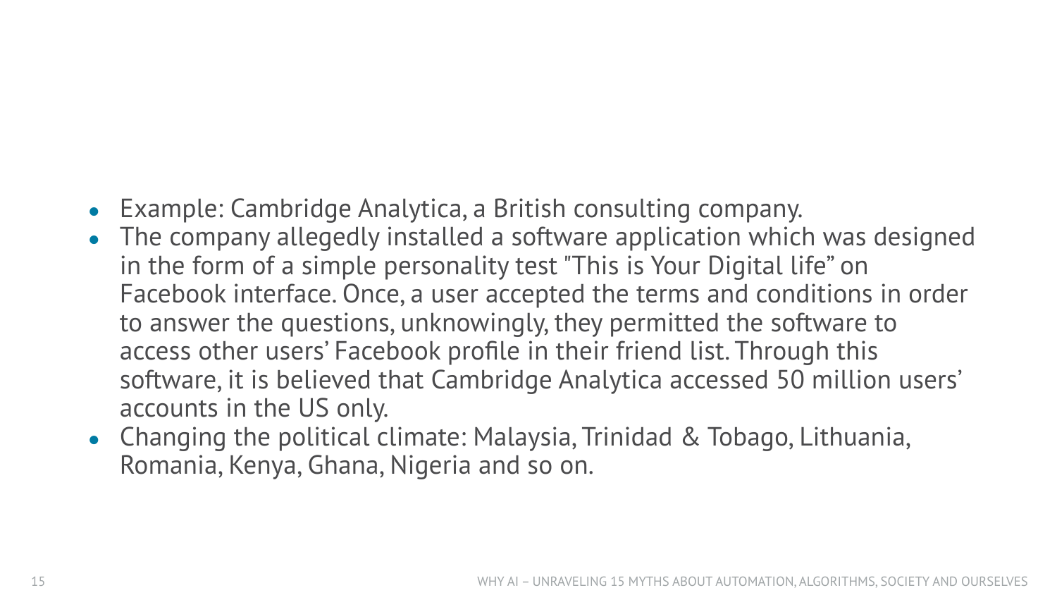- Example: Cambridge Analytica, a British consulting company.
- The company allegedly installed a software application which was designed in the form of a simple personality test "This is Your Digital life" on Facebook interface. Once, a user accepted the terms and conditions in order to answer the questions, unknowingly, they permitted the software to access other users' Facebook profile in their friend list. Through this software, it is believed that Cambridge Analytica accessed 50 million users' accounts in the US only.
- Changing the political climate: Malaysia, Trinidad & Tobago, Lithuania, Romania, Kenya, Ghana, Nigeria and so on.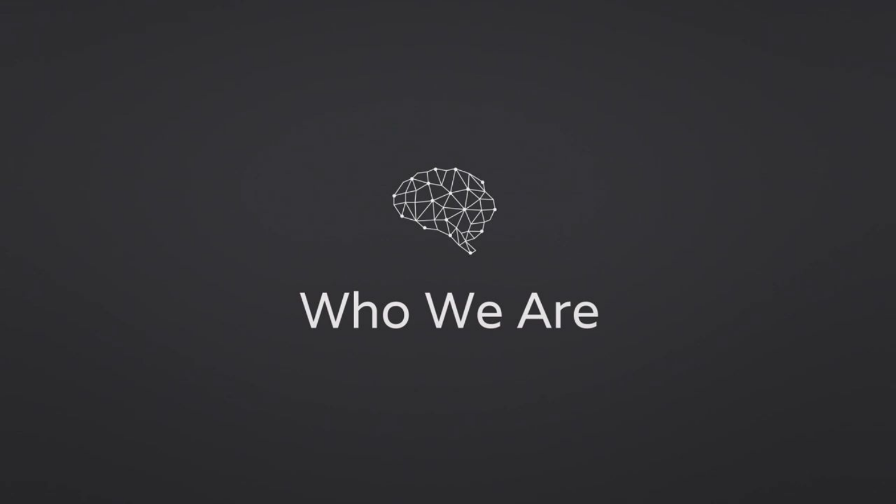# Who We Are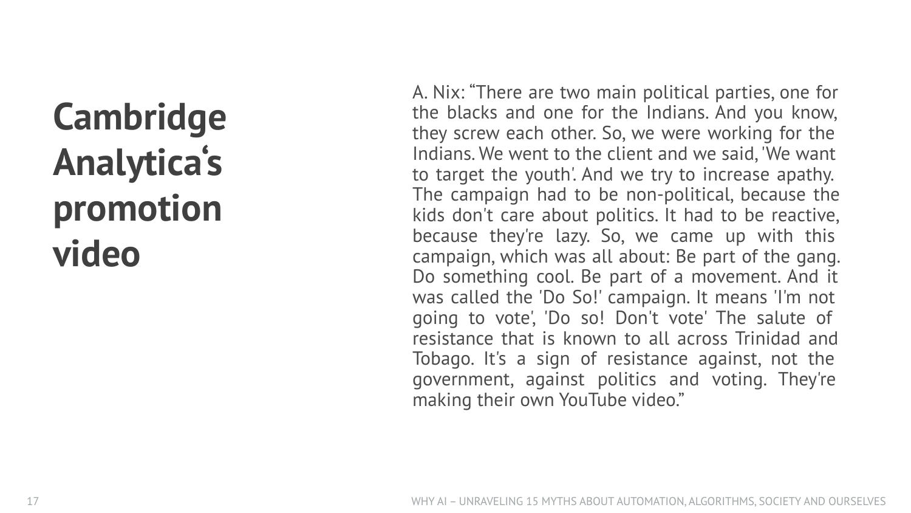# Cambridge Analytica‘s promotion video

A. Nix: “There are two main political parties, one for the blacks and one for the Indians. And you know, they screw each other. So, we were working for the Indians. We went to the client and we said, 'We want to target the youth'. And we try to increase apathy. The campaign had to be non-political, because the kids don't care about politics. It had to be reactive, because they're lazy. So, we came up with this campaign, which was all about: Be part of the gang. Do something cool. Be part of a movement. And it was called the 'Do So!' campaign. It means 'I'm not going to vote', 'Do so! Don't vote' The salute of resistance that is known to all across Trinidad and Tobago. It's a sign of resistance against, not the government, against politics and voting. They're making their own YouTube video.”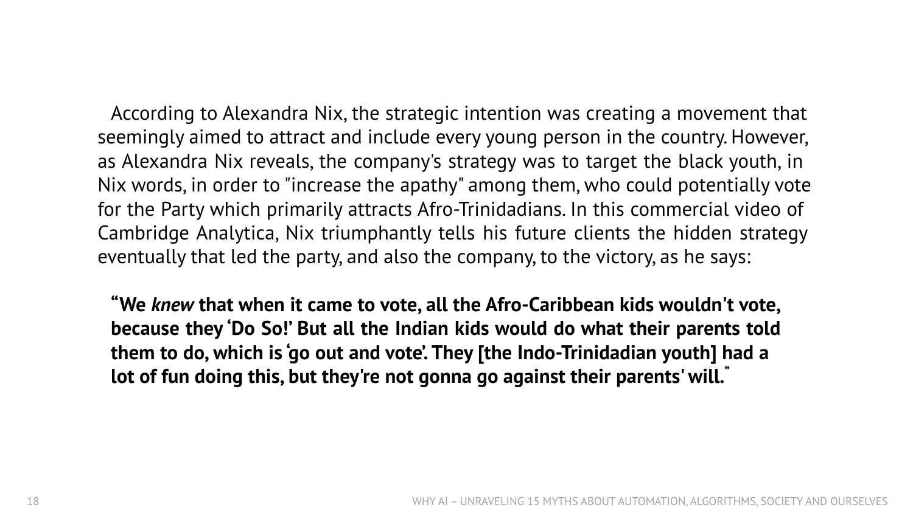According to Alexandra Nix, the strategic intention was creating a movement that seemingly aimed to attract and include every young person in the country. However, as Alexandra Nix reveals, the company's strategy was to target the black youth, in Nix words, in order to "increase the apathy" among them, who could potentially vote for the Party which primarily attracts Afro-Trinidadians. In this commercial video of Cambridge Analytica, Nix triumphantly tells his future clients the hidden strategy eventually that led the party, and also the company, to the victory, as he says:

> **"We *knew* that when it came to vote, all the Afro-Caribbean kids wouldn't vote, because they 'Do So!' But all the Indian kids would do what their parents told them to do, which is 'go out and vote'. They [the Indo-Trinidadian youth] had a lot of fun doing this, but they're not gonna go against their parents' will."**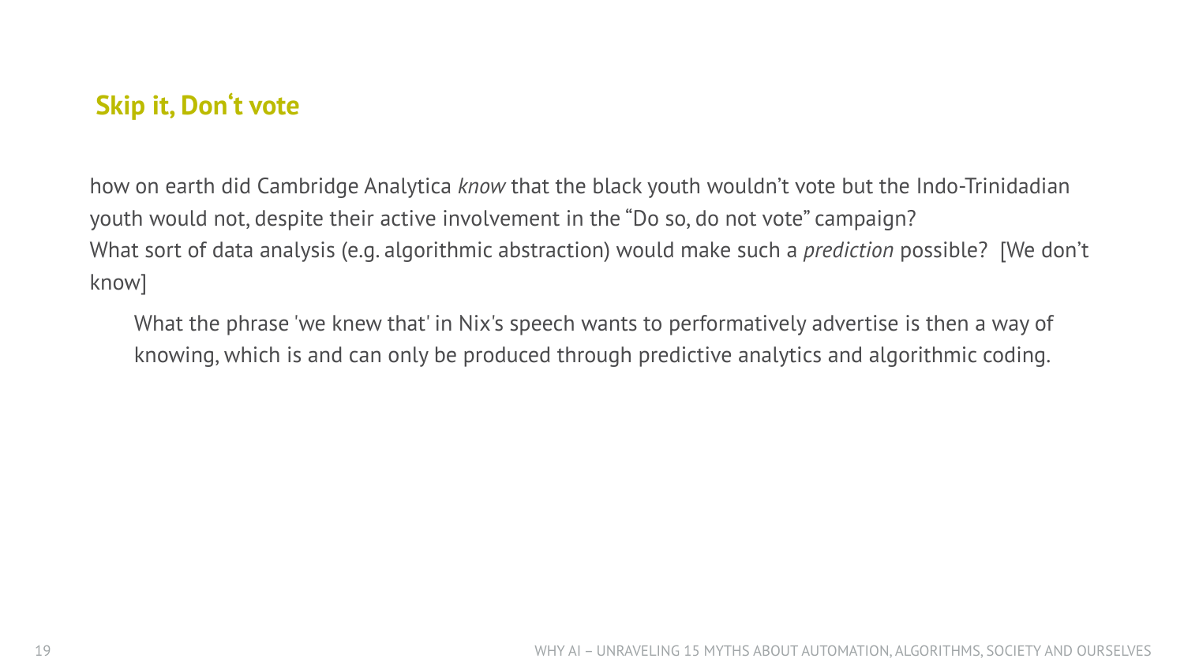## Skip it, Don‘t vote

how on earth did Cambridge Analytica *know* that the black youth wouldn’t vote but the Indo-Trinidadian youth would not, despite their active involvement in the “Do so, do not vote” campaign?
What sort of data analysis (e.g. algorithmic abstraction) would make such a *prediction* possible? [We don’t know]

> What the phrase 'we knew that' in Nix's speech wants to performatively advertise is then a way of knowing, which is and can only be produced through predictive analytics and algorithmic coding.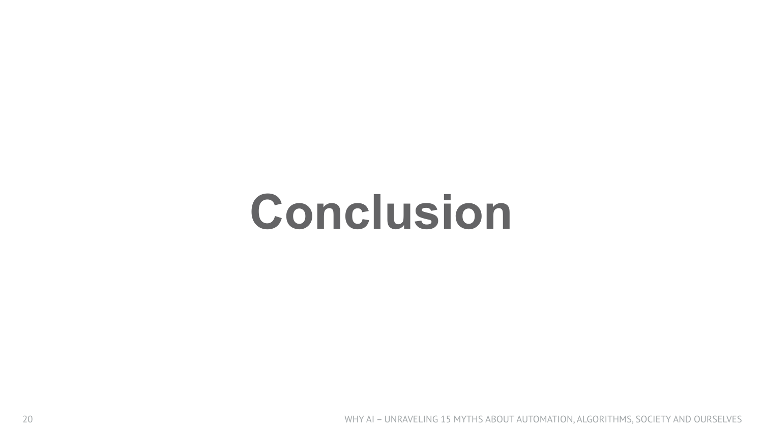# Conclusion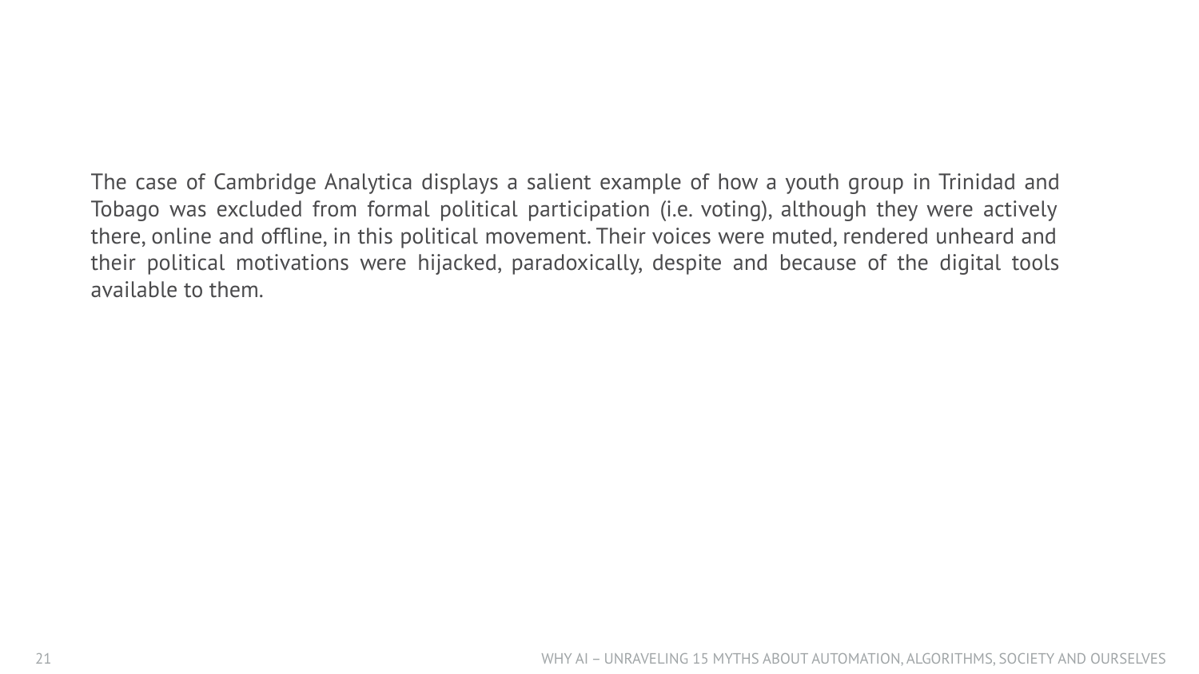The case of Cambridge Analytica displays a salient example of how a youth group in Trinidad and Tobago was excluded from formal political participation (i.e. voting), although they were actively there, online and offline, in this political movement. Their voices were muted, rendered unheard and their political motivations were hijacked, paradoxically, despite and because of the digital tools available to them.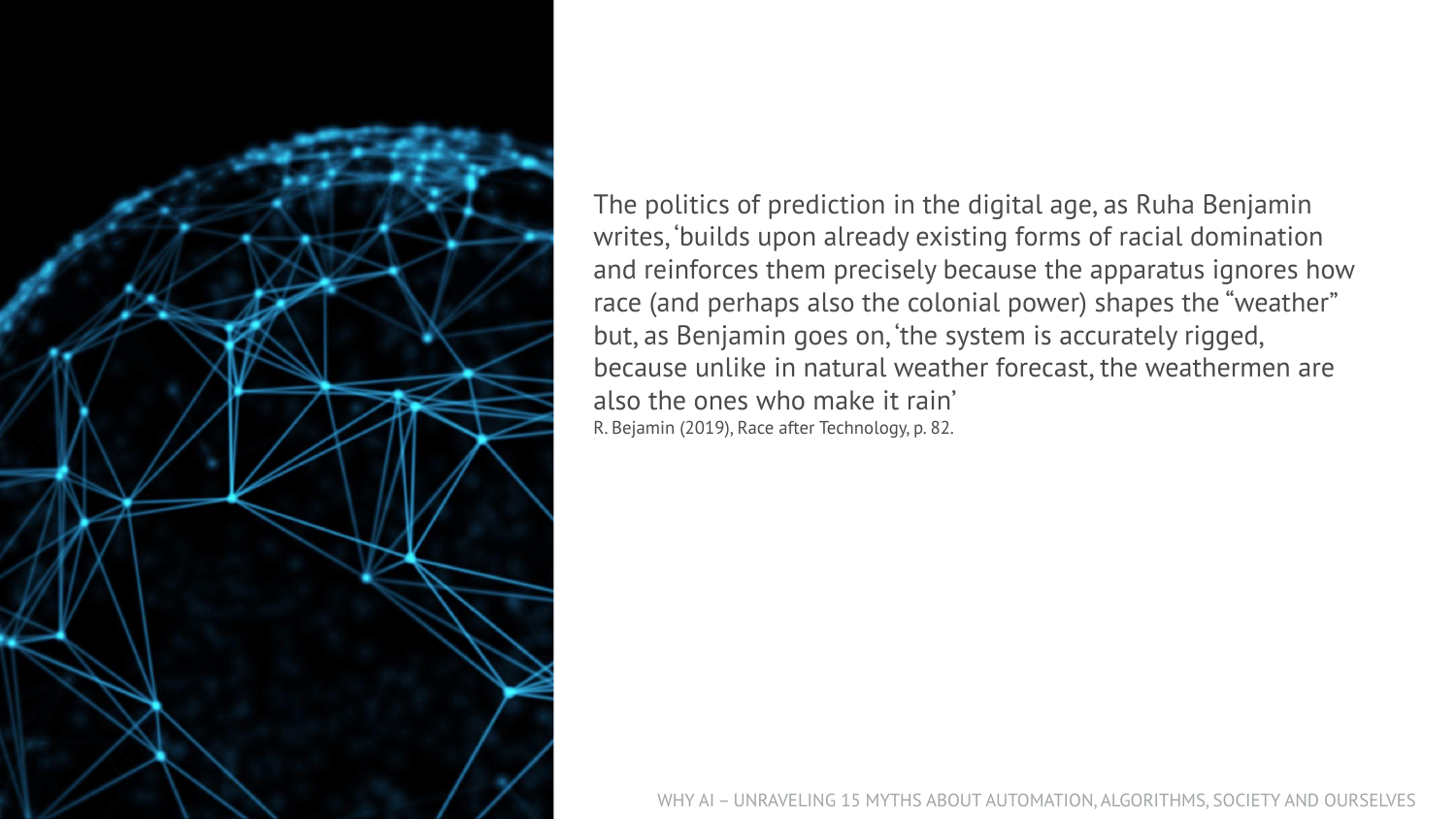The politics of prediction in the digital age, as Ruha Benjamin writes, 'builds upon already existing forms of racial domination and reinforces them precisely because the apparatus ignores how race (and perhaps also the colonial power) shapes the "weather" but, as Benjamin goes on, 'the system is accurately rigged, because unlike in natural weather forecast, the weathermen are also the ones who make it rain'

R. Bejamin (2019), Race after Technology, p. 82.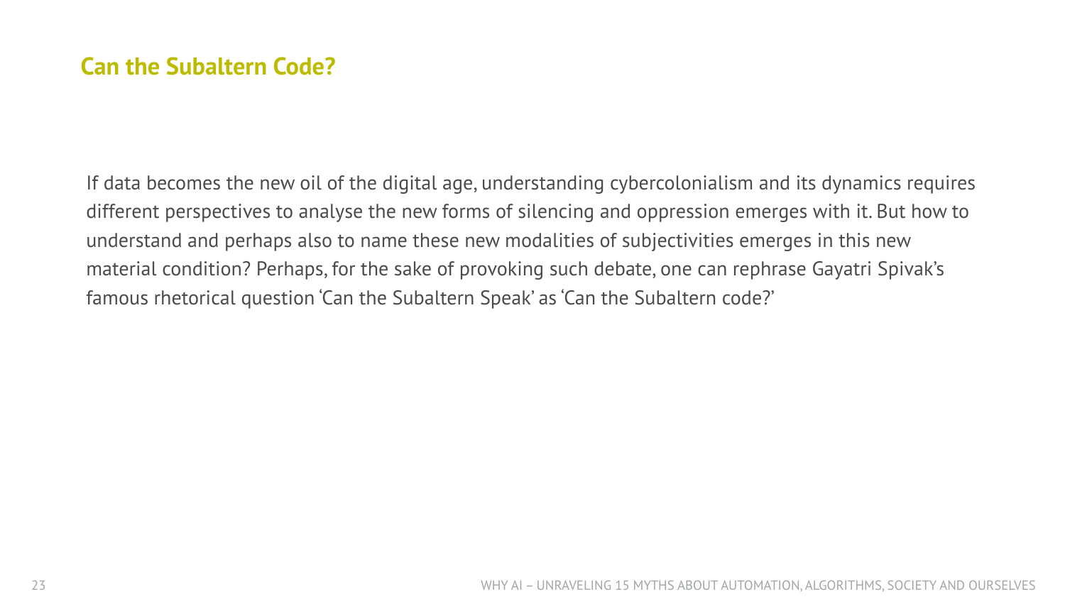## Can the Subaltern Code?

If data becomes the new oil of the digital age, understanding cybercolonialism and its dynamics requires different perspectives to analyse the new forms of silencing and oppression emerges with it. But how to understand and perhaps also to name these new modalities of subjectivities emerges in this new material condition? Perhaps, for the sake of provoking such debate, one can rephrase Gayatri Spivak's famous rhetorical question 'Can the Subaltern Speak' as 'Can the Subaltern code?'